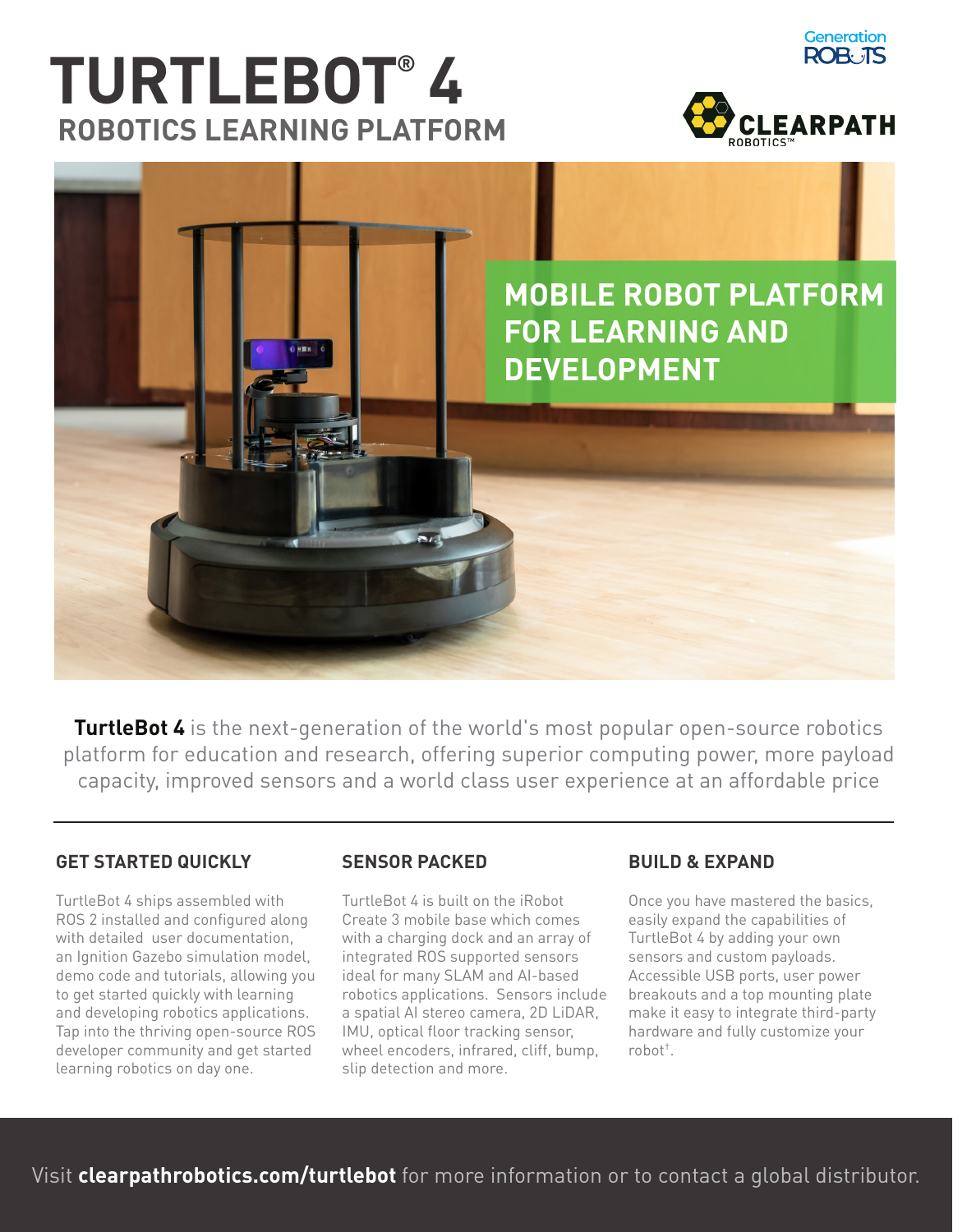# TURTLEBOT® 4

## ROBOTICS LEARNING PLATFORM

Generation ROBOTS

CLEARPATH ROBOTICS™

**MOBILE ROBOT PLATFORM FOR LEARNING AND DEVELOPMENT**

**TurtleBot 4** is the next-generation of the world's most popular open-source robotics platform for education and research, offering superior computing power, more payload capacity, improved sensors and a world class user experience at an affordable price

### GET STARTED QUICKLY

TurtleBot 4 ships assembled with ROS 2 installed and configured along with detailed user documentation, an Ignition Gazebo simulation model, demo code and tutorials, allowing you to get started quickly with learning and developing robotics applications. Tap into the thriving open-source ROS developer community and get started learning robotics on day one.

### SENSOR PACKED

TurtleBot 4 is built on the iRobot Create 3 mobile base which comes with a charging dock and an array of integrated ROS supported sensors ideal for many SLAM and AI-based robotics applications. Sensors include a spatial AI stereo camera, 2D LiDAR, IMU, optical floor tracking sensor, wheel encoders, infrared, cliff, bump, slip detection and more.

### BUILD & EXPAND

Once you have mastered the basics, easily expand the capabilities of TurtleBot 4 by adding your own sensors and custom payloads. Accessible USB ports, user power breakouts and a top mounting plate make it easy to integrate third-party hardware and fully customize your robot[†].

Visit **clearpathrobotics.com/turtlebot** for more information or to contact a global distributor.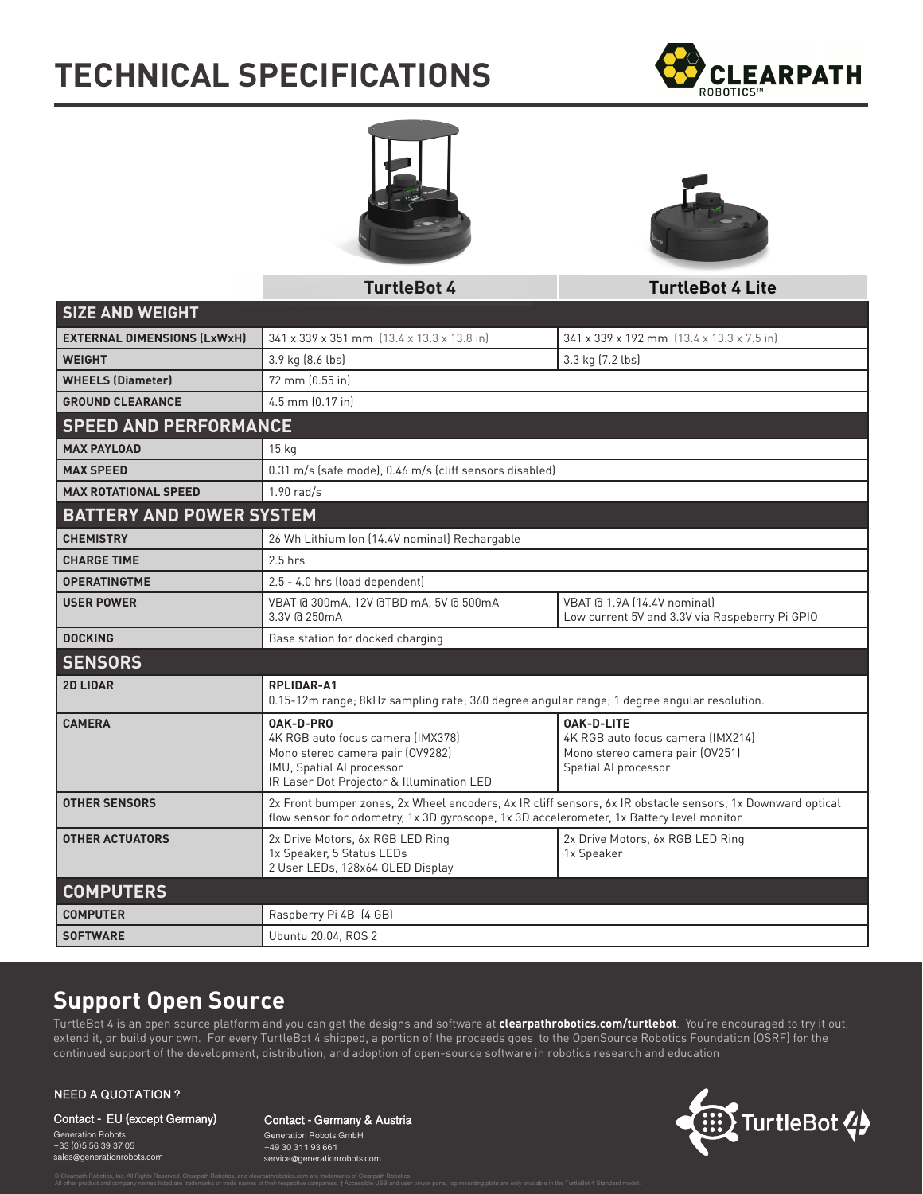# TECHNICAL SPECIFICATIONS

| | TurtleBot 4 | TurtleBot 4 Lite |
|---|---|---|
| **SIZE AND WEIGHT** | | |
| **EXTERNAL DIMENSIONS (LxWxH)** | 341 x 339 x 351 mm (13.4 x 13.3 x 13.8 in) | 341 x 339 x 192 mm (13.4 x 13.3 x 7.5 in) |
| **WEIGHT** | 3.9 kg (8.6 lbs) | 3.3 kg (7.2 lbs) |
| **WHEELS (Diameter)** | 72 mm (0.55 in) | |
| **GROUND CLEARANCE** | 4.5 mm (0.17 in) | |
| **SPEED AND PERFORMANCE** | | |
| **MAX PAYLOAD** | 15 kg | |
| **MAX SPEED** | 0.31 m/s (safe mode), 0.46 m/s (cliff sensors disabled) | |
| **MAX ROTATIONAL SPEED** | 1.90 rad/s | |
| **BATTERY AND POWER SYSTEM** | | |
| **CHEMISTRY** | 26 Wh Lithium Ion (14.4V nominal) Rechargable | |
| **CHARGE TIME** | 2.5 hrs | |
| **OPERATINGTME** | 2.5 - 4.0 hrs (load dependent) | |
| **USER POWER** | VBAT @ 300mA, 12V @TBD mA, 5V @ 500mA 3.3V @ 250mA | VBAT @ 1.9A (14.4V nominal) Low current 5V and 3.3V via Raspeberry Pi GPIO |
| **DOCKING** | Base station for docked charging | |
| **SENSORS** | | |
| **2D LIDAR** | **RPLIDAR-A1** 0.15-12m range; 8kHz sampling rate; 360 degree angular range; 1 degree angular resolution. | |
| **CAMERA** | **OAK-D-PRO** 4K RGB auto focus camera (IMX378) Mono stereo camera pair (OV9282) IMU, Spatial AI processor IR Laser Dot Projector & Illumination LED | **OAK-D-LITE** 4K RGB auto focus camera (IMX214) Mono stereo camera pair (OV251) Spatial AI processor |
| **OTHER SENSORS** | 2x Front bumper zones, 2x Wheel encoders, 4x IR cliff sensors, 6x IR obstacle sensors, 1x Downward optical flow sensor for odometry, 1x 3D gyroscope, 1x 3D accelerometer, 1x Battery level monitor | |
| **OTHER ACTUATORS** | 2x Drive Motors, 6x RGB LED Ring 1x Speaker, 5 Status LEDs 2 User LEDs, 128x64 OLED Display | 2x Drive Motors, 6x RGB LED Ring 1x Speaker |
| **COMPUTERS** | | |
| **COMPUTER** | Raspberry Pi 4B (4 GB) | |
| **SOFTWARE** | Ubuntu 20.04, ROS 2 | |

## Support Open Source

TurtleBot 4 is an open source platform and you can get the designs and software at **clearpathrobotics.com/turtlebot**. You're encouraged to try it out, extend it, or build your own. For every TurtleBot 4 shipped, a portion of the proceeds goes to the OpenSource Robotics Foundation (OSRF) for the continued support of the development, distribution, and adoption of open-source software in robotics research and education

NEED A QUOTATION ?

**Contact - EU (except Germany)**
Generation Robots
+33 (0)5 56 39 37 05
sales@generationrobots.com

**Contact - Germany & Austria**
Generation Robots GmbH
+49 30 311 93 661
service@generationrobots.com

© Clearpath Robotics, Inc. All Rights Reserved. Clearpath Robotics, and clearpathrobotics.com are trademarks of Clearpath Robotics.
All other product and company names listed are trademarks or trade names of their respective companies. † Accessible USB and user power ports, top mounting plate are only available in the TurtleBot 4 Standard model.